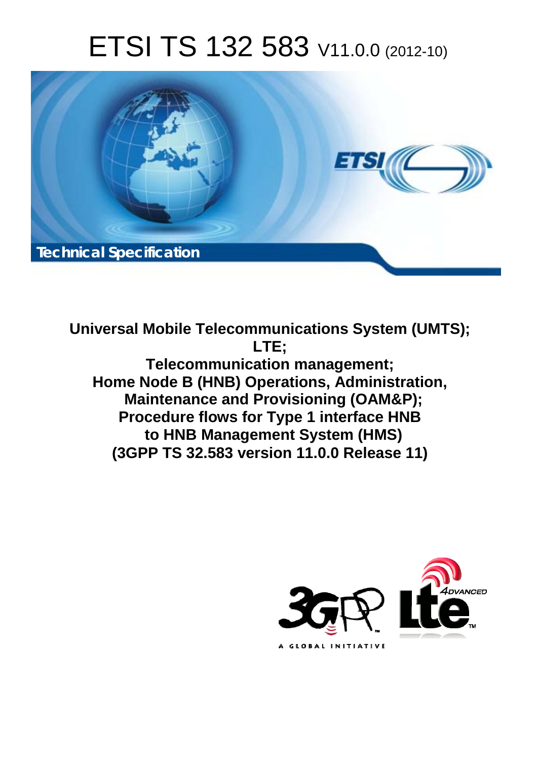# ETSI TS 132 583 V11.0.0 (2012-10)

Technical Specification

**Universal Mobile Telecommunications System (UMTS); LTE; Telecommunication management; Home Node B (HNB) Operations, Administration, Maintenance and Provisioning (OAM&P); Procedure flows for Type 1 interface HNB to HNB Management System (HMS) (3GPP TS 32.583 version 11.0.0 Release 11)**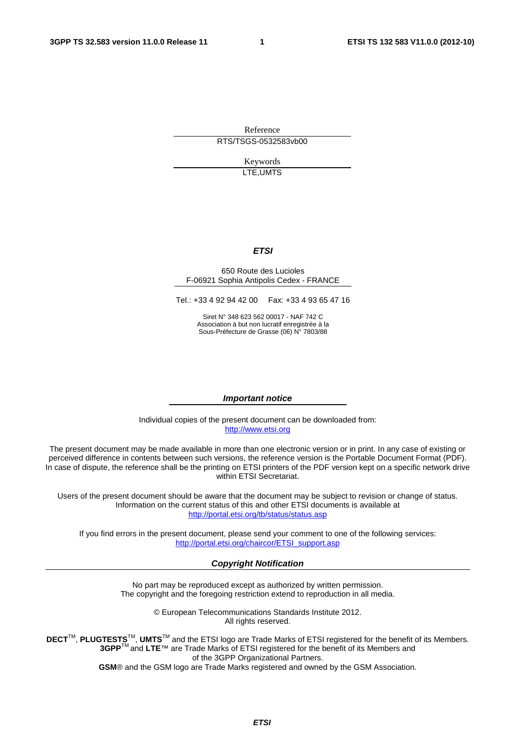Reference

RTS/TSGS-0532583vb00

Keywords

LTE,UMTS

***ETSI***

650 Route des Lucioles
F-06921 Sophia Antipolis Cedex - FRANCE

Tel.: +33 4 92 94 42 00 Fax: +33 4 93 65 47 16

Siret N° 348 623 562 00017 - NAF 742 C
Association à but non lucratif enregistrée à la
Sous-Préfecture de Grasse (06) N° 7803/88

***Important notice***

Individual copies of the present document can be downloaded from:
http://www.etsi.org

The present document may be made available in more than one electronic version or in print. In any case of existing or perceived difference in contents between such versions, the reference version is the Portable Document Format (PDF). In case of dispute, the reference shall be the printing on ETSI printers of the PDF version kept on a specific network drive within ETSI Secretariat.

Users of the present document should be aware that the document may be subject to revision or change of status. Information on the current status of this and other ETSI documents is available at
http://portal.etsi.org/tb/status/status.asp

If you find errors in the present document, please send your comment to one of the following services:
http://portal.etsi.org/chaircor/ETSI_support.asp

***Copyright Notification***

No part may be reproduced except as authorized by written permission.
The copyright and the foregoing restriction extend to reproduction in all media.

© European Telecommunications Standards Institute 2012.
All rights reserved.

**DECT**™, **PLUGTESTS**™, **UMTS**™ and the ETSI logo are Trade Marks of ETSI registered for the benefit of its Members.
**3GPP**™ and **LTE**™ are Trade Marks of ETSI registered for the benefit of its Members and of the 3GPP Organizational Partners.
**GSM**® and the GSM logo are Trade Marks registered and owned by the GSM Association.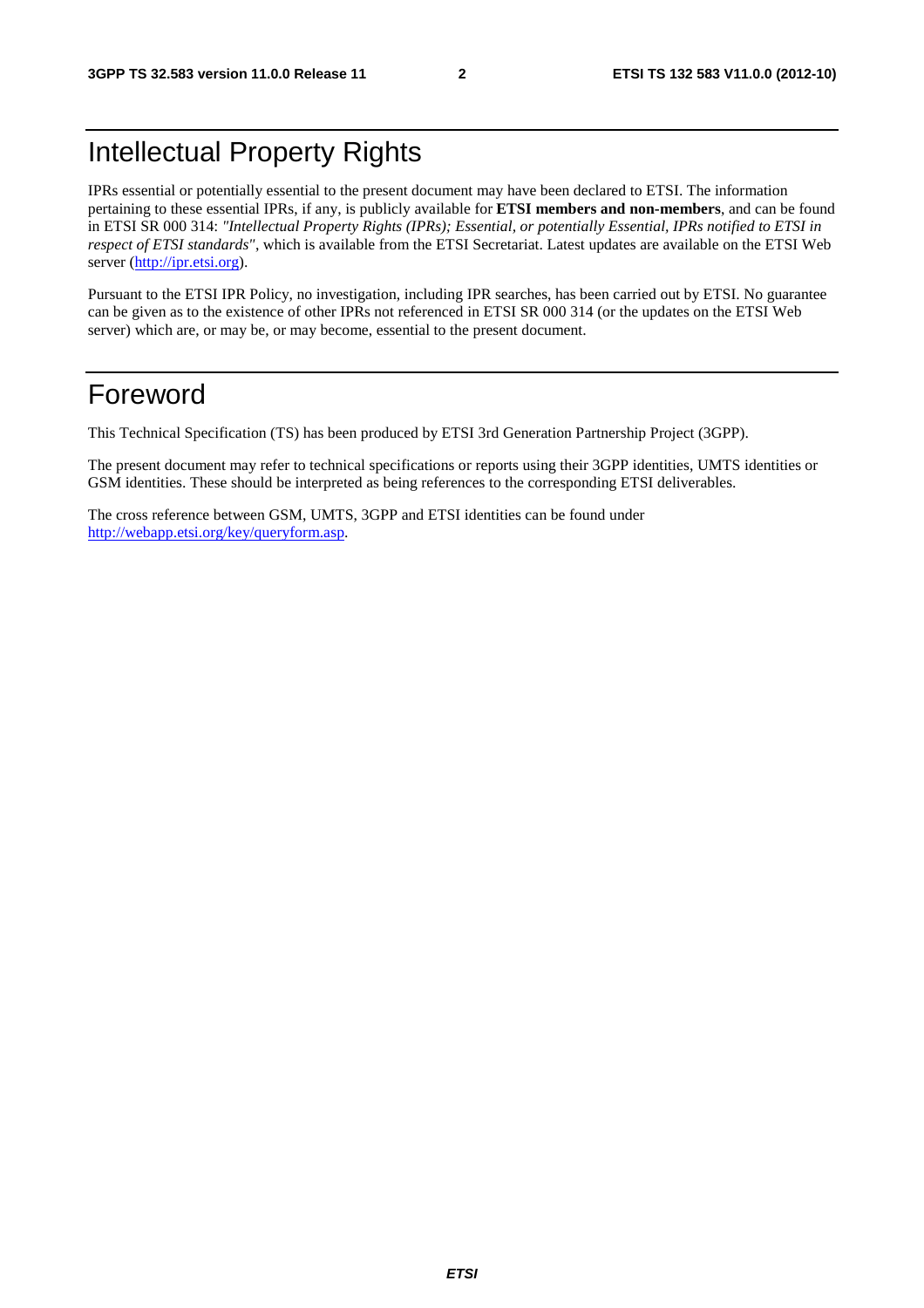# Intellectual Property Rights

IPRs essential or potentially essential to the present document may have been declared to ETSI. The information pertaining to these essential IPRs, if any, is publicly available for **ETSI members and non-members**, and can be found in ETSI SR 000 314: *"Intellectual Property Rights (IPRs); Essential, or potentially Essential, IPRs notified to ETSI in respect of ETSI standards"*, which is available from the ETSI Secretariat. Latest updates are available on the ETSI Web server (http://ipr.etsi.org).

Pursuant to the ETSI IPR Policy, no investigation, including IPR searches, has been carried out by ETSI. No guarantee can be given as to the existence of other IPRs not referenced in ETSI SR 000 314 (or the updates on the ETSI Web server) which are, or may be, or may become, essential to the present document.

# Foreword

This Technical Specification (TS) has been produced by ETSI 3rd Generation Partnership Project (3GPP).

The present document may refer to technical specifications or reports using their 3GPP identities, UMTS identities or GSM identities. These should be interpreted as being references to the corresponding ETSI deliverables.

The cross reference between GSM, UMTS, 3GPP and ETSI identities can be found under http://webapp.etsi.org/key/queryform.asp.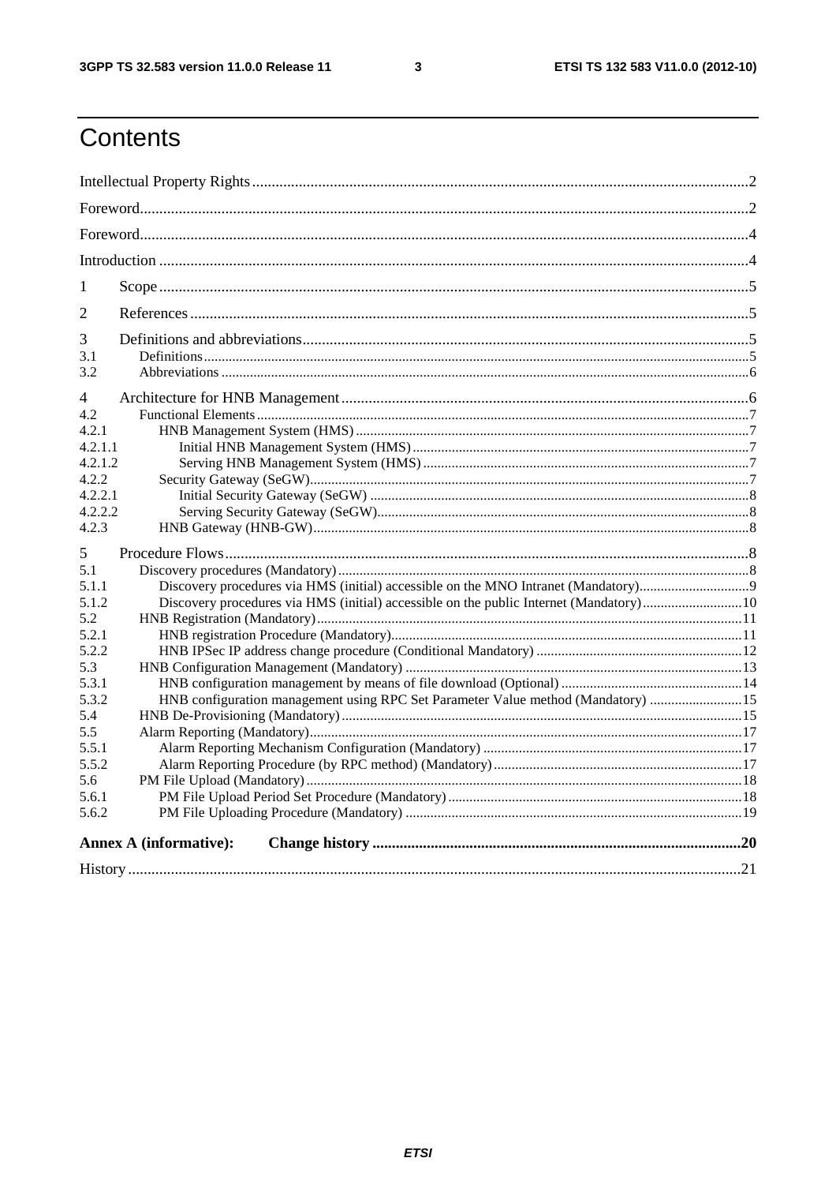# Contents

Intellectual Property Rights ... 2

Foreword ... 2

Foreword ... 4

Introduction ... 4

1 Scope ... 5

2 References ... 5

3 Definitions and abbreviations ... 5

3.1 Definitions ... 5

3.2 Abbreviations ... 6

4 Architecture for HNB Management ... 6

4.2 Functional Elements ... 7

4.2.1 HNB Management System (HMS) ... 7

4.2.1.1 Initial HNB Management System (HMS) ... 7

4.2.1.2 Serving HNB Management System (HMS) ... 7

4.2.2 Security Gateway (SeGW) ... 7

4.2.2.1 Initial Security Gateway (SeGW) ... 8

4.2.2.2 Serving Security Gateway (SeGW) ... 8

4.2.3 HNB Gateway (HNB-GW) ... 8

5 Procedure Flows ... 8

5.1 Discovery procedures (Mandatory) ... 8

5.1.1 Discovery procedures via HMS (initial) accessible on the MNO Intranet (Mandatory) ... 9

5.1.2 Discovery procedures via HMS (initial) accessible on the public Internet (Mandatory) ... 10

5.2 HNB Registration (Mandatory) ... 11

5.2.1 HNB registration Procedure (Mandatory) ... 11

5.2.2 HNB IPSec IP address change procedure (Conditional Mandatory) ... 12

5.3 HNB Configuration Management (Mandatory) ... 13

5.3.1 HNB configuration management by means of file download (Optional) ... 14

5.3.2 HNB configuration management using RPC Set Parameter Value method (Mandatory) ... 15

5.4 HNB De-Provisioning (Mandatory) ... 15

5.5 Alarm Reporting (Mandatory) ... 17

5.5.1 Alarm Reporting Mechanism Configuration (Mandatory) ... 17

5.5.2 Alarm Reporting Procedure (by RPC method) (Mandatory) ... 17

5.6 PM File Upload (Mandatory) ... 18

5.6.1 PM File Upload Period Set Procedure (Mandatory) ... 18

5.6.2 PM File Uploading Procedure (Mandatory) ... 19

**Annex A (informative): Change history ... 20**

History ... 21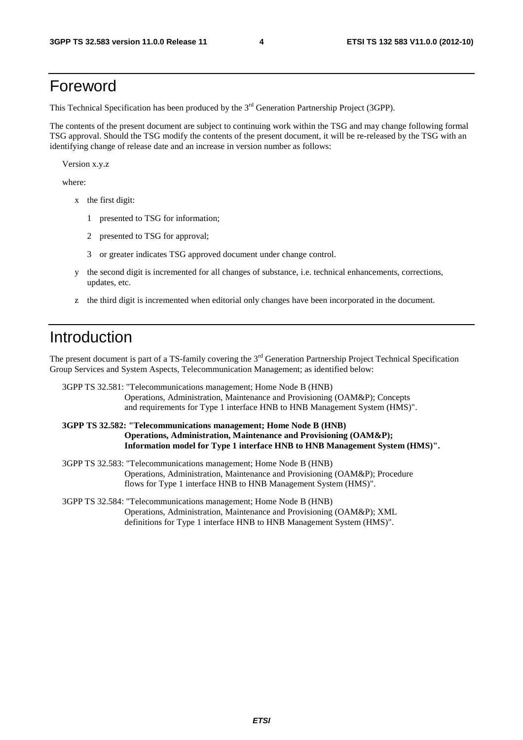# Foreword

This Technical Specification has been produced by the 3rd Generation Partnership Project (3GPP).

The contents of the present document are subject to continuing work within the TSG and may change following formal TSG approval. Should the TSG modify the contents of the present document, it will be re-released by the TSG with an identifying change of release date and an increase in version number as follows:

Version x.y.z

where:

- x the first digit:
  - 1 presented to TSG for information;
  - 2 presented to TSG for approval;
  - 3 or greater indicates TSG approved document under change control.
- y the second digit is incremented for all changes of substance, i.e. technical enhancements, corrections, updates, etc.
- z the third digit is incremented when editorial only changes have been incorporated in the document.

# Introduction

The present document is part of a TS-family covering the 3rd Generation Partnership Project Technical Specification Group Services and System Aspects, Telecommunication Management; as identified below:

3GPP TS 32.581: "Telecommunications management; Home Node B (HNB) Operations, Administration, Maintenance and Provisioning (OAM&P); Concepts and requirements for Type 1 interface HNB to HNB Management System (HMS)".

**3GPP TS 32.582: "Telecommunications management; Home Node B (HNB) Operations, Administration, Maintenance and Provisioning (OAM&P); Information model for Type 1 interface HNB to HNB Management System (HMS)".**

3GPP TS 32.583: "Telecommunications management; Home Node B (HNB) Operations, Administration, Maintenance and Provisioning (OAM&P); Procedure flows for Type 1 interface HNB to HNB Management System (HMS)".

3GPP TS 32.584: "Telecommunications management; Home Node B (HNB) Operations, Administration, Maintenance and Provisioning (OAM&P); XML definitions for Type 1 interface HNB to HNB Management System (HMS)".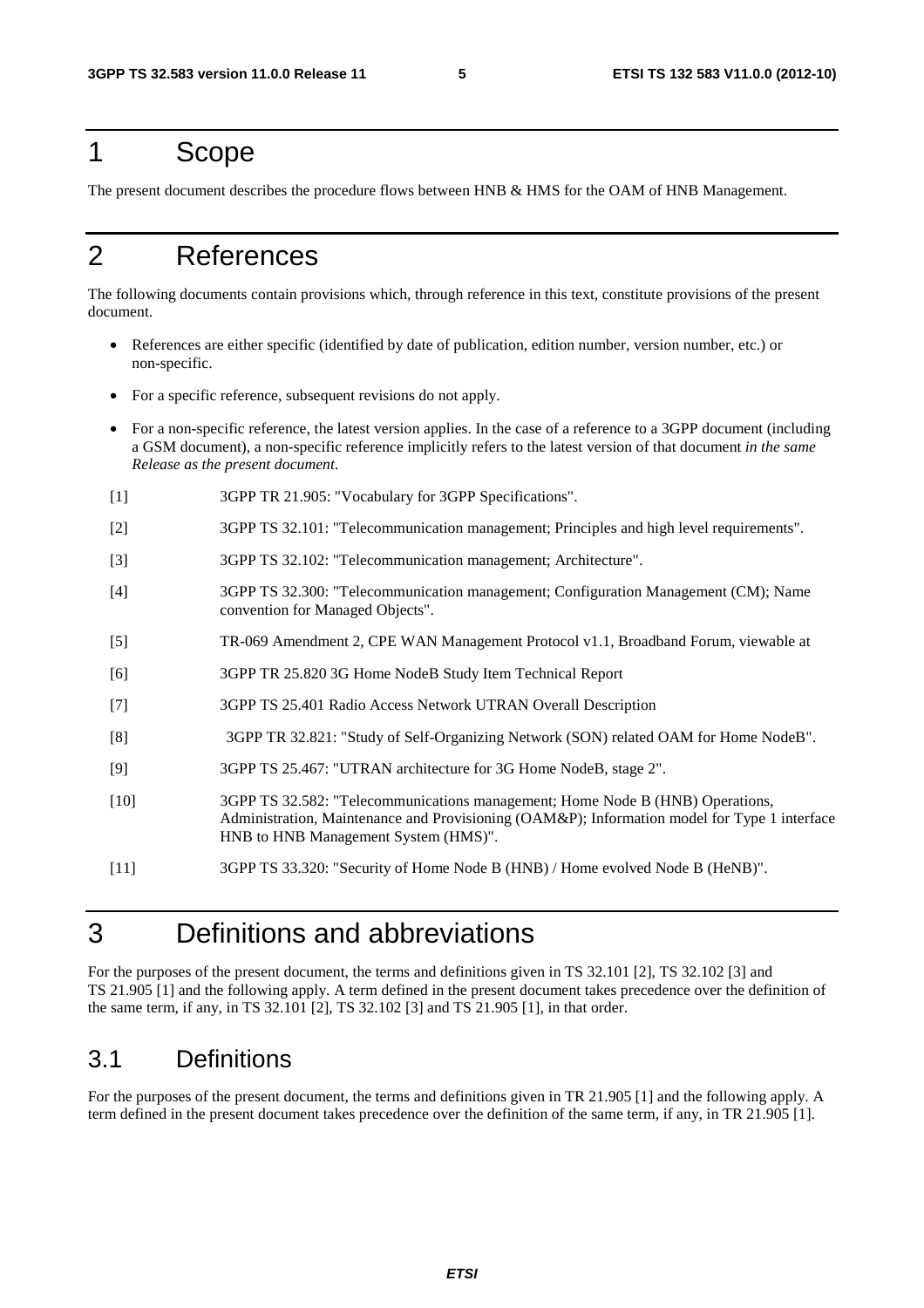# 1 Scope

The present document describes the procedure flows between HNB & HMS for the OAM of HNB Management.

# 2 References

The following documents contain provisions which, through reference in this text, constitute provisions of the present document.

- References are either specific (identified by date of publication, edition number, version number, etc.) or non-specific.
- For a specific reference, subsequent revisions do not apply.
- For a non-specific reference, the latest version applies. In the case of a reference to a 3GPP document (including a GSM document), a non-specific reference implicitly refers to the latest version of that document *in the same Release as the present document*.

[1] 3GPP TR 21.905: "Vocabulary for 3GPP Specifications".

[2] 3GPP TS 32.101: "Telecommunication management; Principles and high level requirements".

[3] 3GPP TS 32.102: "Telecommunication management; Architecture".

[4] 3GPP TS 32.300: "Telecommunication management; Configuration Management (CM); Name convention for Managed Objects".

[5] TR-069 Amendment 2, CPE WAN Management Protocol v1.1, Broadband Forum, viewable at

[6] 3GPP TR 25.820 3G Home NodeB Study Item Technical Report

[7] 3GPP TS 25.401 Radio Access Network UTRAN Overall Description

[8] 3GPP TR 32.821: "Study of Self-Organizing Network (SON) related OAM for Home NodeB".

[9] 3GPP TS 25.467: "UTRAN architecture for 3G Home NodeB, stage 2".

[10] 3GPP TS 32.582: "Telecommunications management; Home Node B (HNB) Operations, Administration, Maintenance and Provisioning (OAM&P); Information model for Type 1 interface HNB to HNB Management System (HMS)".

[11] 3GPP TS 33.320: "Security of Home Node B (HNB) / Home evolved Node B (HeNB)".

# 3 Definitions and abbreviations

For the purposes of the present document, the terms and definitions given in TS 32.101 [2], TS 32.102 [3] and TS 21.905 [1] and the following apply. A term defined in the present document takes precedence over the definition of the same term, if any, in TS 32.101 [2], TS 32.102 [3] and TS 21.905 [1], in that order.

## 3.1 Definitions

For the purposes of the present document, the terms and definitions given in TR 21.905 [1] and the following apply. A term defined in the present document takes precedence over the definition of the same term, if any, in TR 21.905 [1].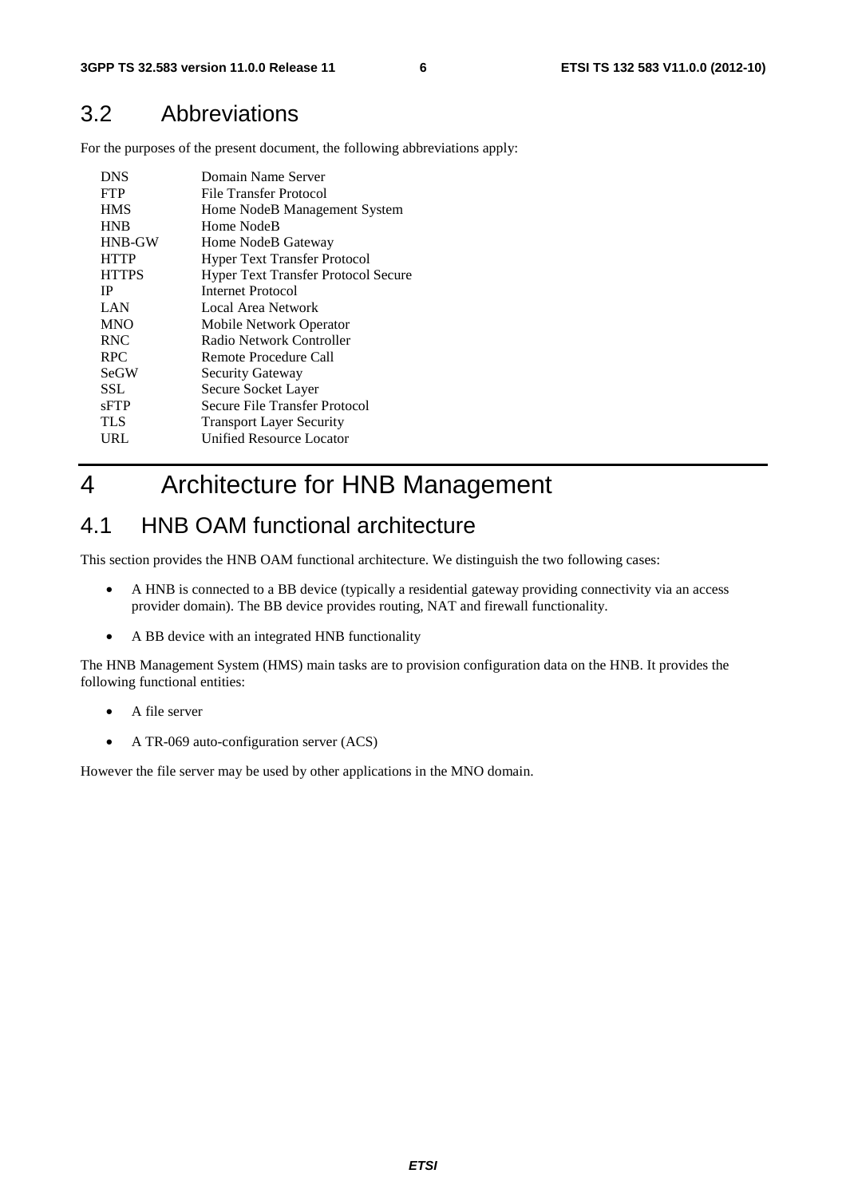## 3.2 Abbreviations

For the purposes of the present document, the following abbreviations apply:

| | |
|---|---|
| DNS | Domain Name Server |
| FTP | File Transfer Protocol |
| HMS | Home NodeB Management System |
| HNB | Home NodeB |
| HNB-GW | Home NodeB Gateway |
| HTTP | Hyper Text Transfer Protocol |
| HTTPS | Hyper Text Transfer Protocol Secure |
| IP | Internet Protocol |
| LAN | Local Area Network |
| MNO | Mobile Network Operator |
| RNC | Radio Network Controller |
| RPC | Remote Procedure Call |
| SeGW | Security Gateway |
| SSL | Secure Socket Layer |
| sFTP | Secure File Transfer Protocol |
| TLS | Transport Layer Security |
| URL | Unified Resource Locator |

# 4 Architecture for HNB Management

## 4.1 HNB OAM functional architecture

This section provides the HNB OAM functional architecture. We distinguish the two following cases:

- A HNB is connected to a BB device (typically a residential gateway providing connectivity via an access provider domain). The BB device provides routing, NAT and firewall functionality.
- A BB device with an integrated HNB functionality

The HNB Management System (HMS) main tasks are to provision configuration data on the HNB. It provides the following functional entities:

- A file server
- A TR-069 auto-configuration server (ACS)

However the file server may be used by other applications in the MNO domain.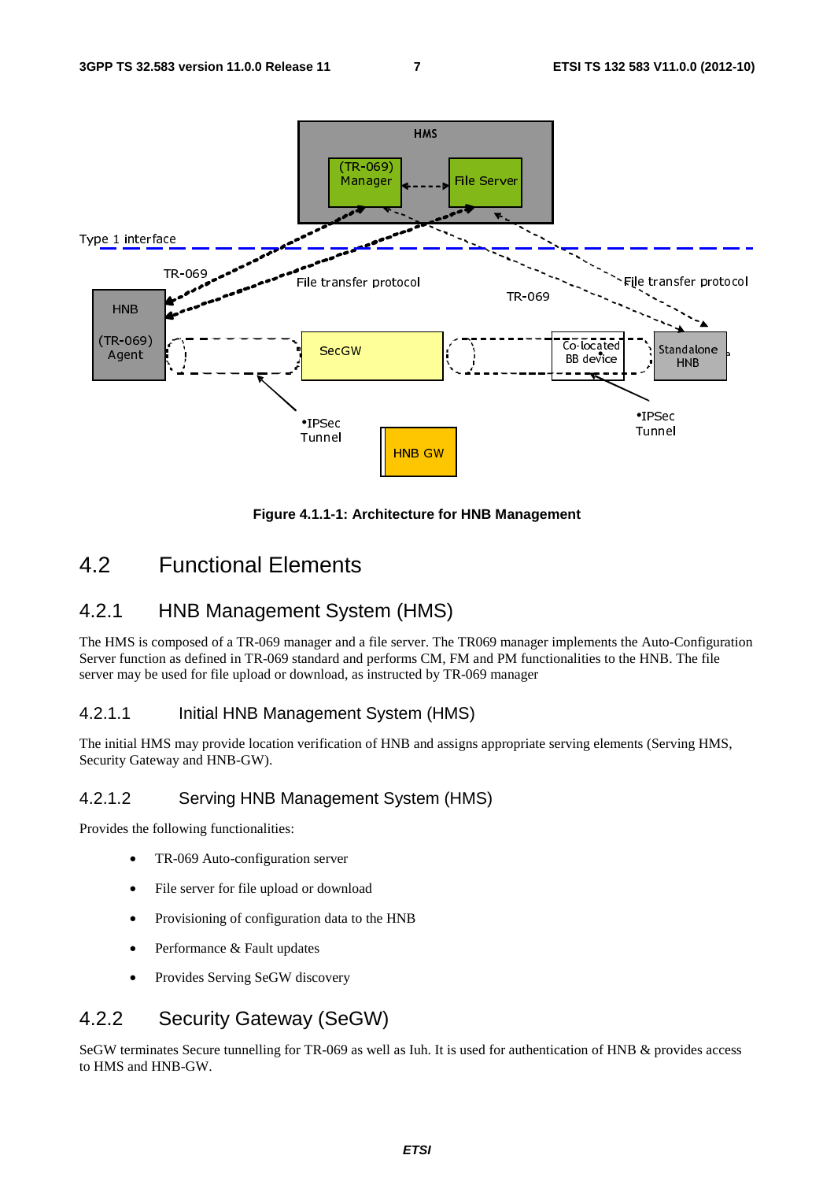Figure 4.1.1-1: Architecture for HNB Management

## 4.2 Functional Elements

### 4.2.1 HNB Management System (HMS)

The HMS is composed of a TR-069 manager and a file server. The TR069 manager implements the Auto-Configuration Server function as defined in TR-069 standard and performs CM, FM and PM functionalities to the HNB. The file server may be used for file upload or download, as instructed by TR-069 manager

#### 4.2.1.1 Initial HNB Management System (HMS)

The initial HMS may provide location verification of HNB and assigns appropriate serving elements (Serving HMS, Security Gateway and HNB-GW).

#### 4.2.1.2 Serving HNB Management System (HMS)

Provides the following functionalities:

- TR-069 Auto-configuration server
- File server for file upload or download
- Provisioning of configuration data to the HNB
- Performance & Fault updates
- Provides Serving SeGW discovery

### 4.2.2 Security Gateway (SeGW)

SeGW terminates Secure tunnelling for TR-069 as well as Iuh. It is used for authentication of HNB & provides access to HMS and HNB-GW.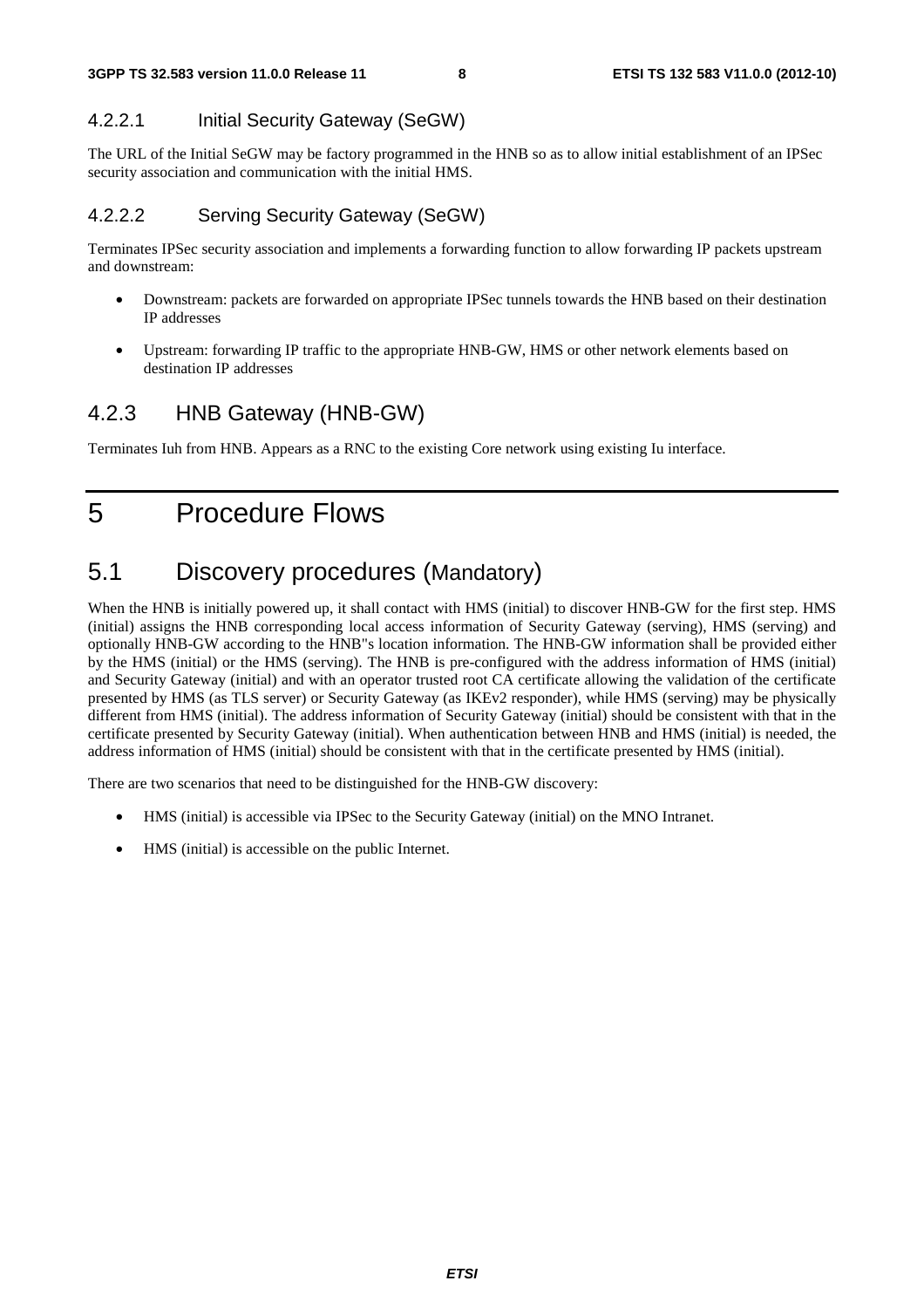#### 4.2.2.1 Initial Security Gateway (SeGW)

The URL of the Initial SeGW may be factory programmed in the HNB so as to allow initial establishment of an IPSec security association and communication with the initial HMS.

#### 4.2.2.2 Serving Security Gateway (SeGW)

Terminates IPSec security association and implements a forwarding function to allow forwarding IP packets upstream and downstream:

- Downstream: packets are forwarded on appropriate IPSec tunnels towards the HNB based on their destination IP addresses
- Upstream: forwarding IP traffic to the appropriate HNB-GW, HMS or other network elements based on destination IP addresses

### 4.2.3 HNB Gateway (HNB-GW)

Terminates Iuh from HNB. Appears as a RNC to the existing Core network using existing Iu interface.

# 5 Procedure Flows

## 5.1 Discovery procedures (Mandatory)

When the HNB is initially powered up, it shall contact with HMS (initial) to discover HNB-GW for the first step. HMS (initial) assigns the HNB corresponding local access information of Security Gateway (serving), HMS (serving) and optionally HNB-GW according to the HNB"s location information. The HNB-GW information shall be provided either by the HMS (initial) or the HMS (serving). The HNB is pre-configured with the address information of HMS (initial) and Security Gateway (initial) and with an operator trusted root CA certificate allowing the validation of the certificate presented by HMS (as TLS server) or Security Gateway (as IKEv2 responder), while HMS (serving) may be physically different from HMS (initial). The address information of Security Gateway (initial) should be consistent with that in the certificate presented by Security Gateway (initial). When authentication between HNB and HMS (initial) is needed, the address information of HMS (initial) should be consistent with that in the certificate presented by HMS (initial).

There are two scenarios that need to be distinguished for the HNB-GW discovery:

- HMS (initial) is accessible via IPSec to the Security Gateway (initial) on the MNO Intranet.
- HMS (initial) is accessible on the public Internet.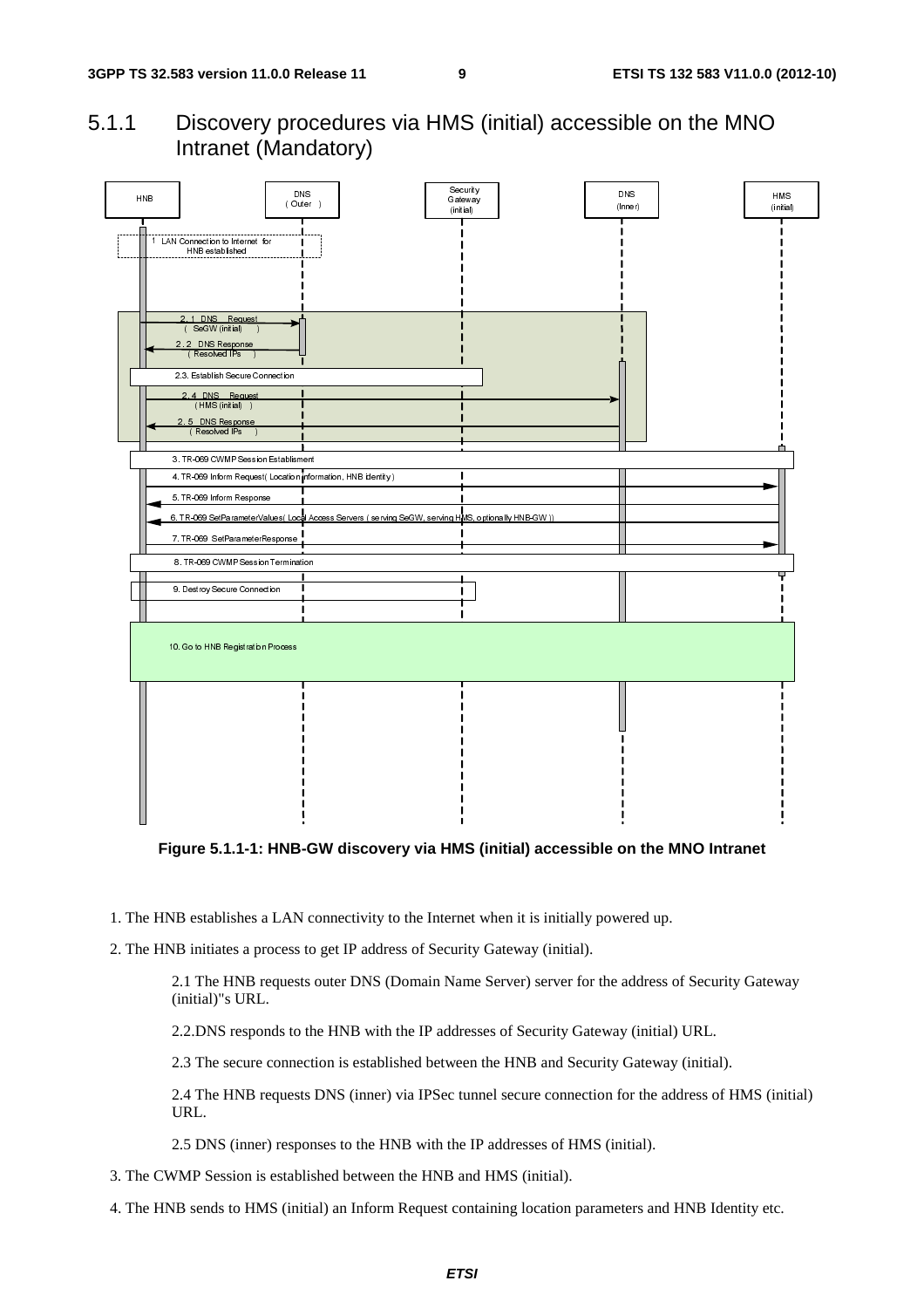### 5.1.1 Discovery procedures via HMS (initial) accessible on the MNO Intranet (Mandatory)

Figure 5.1.1-1: HNB-GW discovery via HMS (initial) accessible on the MNO Intranet

1. The HNB establishes a LAN connectivity to the Internet when it is initially powered up.

2. The HNB initiates a process to get IP address of Security Gateway (initial).

   2.1 The HNB requests outer DNS (Domain Name Server) server for the address of Security Gateway (initial)"s URL.

   2.2.DNS responds to the HNB with the IP addresses of Security Gateway (initial) URL.

   2.3 The secure connection is established between the HNB and Security Gateway (initial).

   2.4 The HNB requests DNS (inner) via IPSec tunnel secure connection for the address of HMS (initial) URL.

   2.5 DNS (inner) responses to the HNB with the IP addresses of HMS (initial).

3. The CWMP Session is established between the HNB and HMS (initial).

4. The HNB sends to HMS (initial) an Inform Request containing location parameters and HNB Identity etc.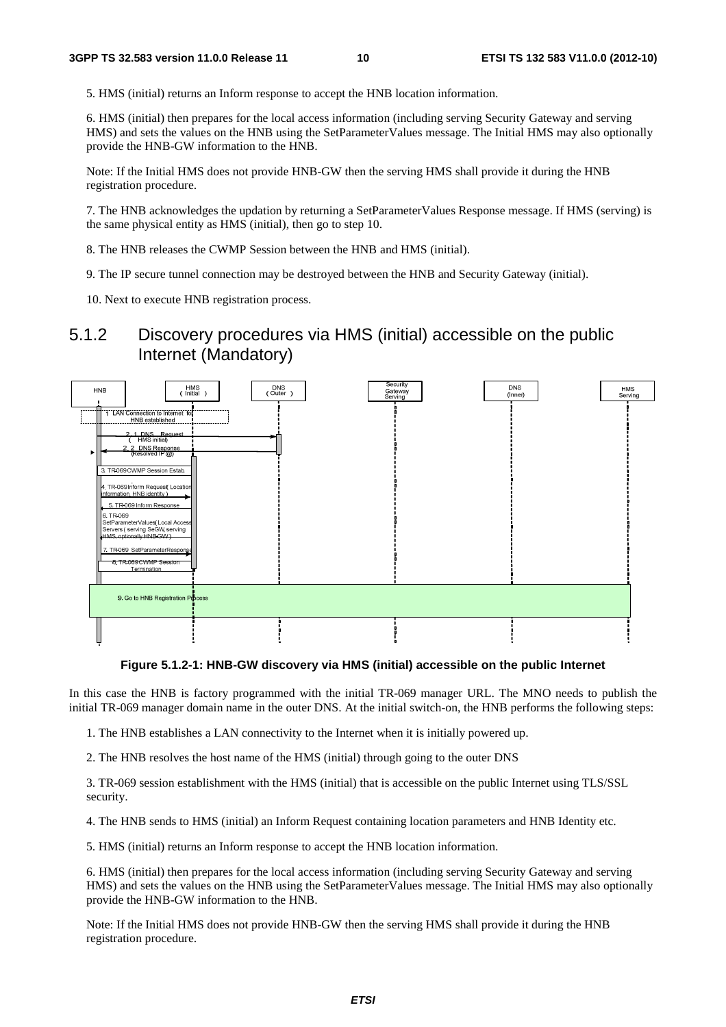5. HMS (initial) returns an Inform response to accept the HNB location information.

6. HMS (initial) then prepares for the local access information (including serving Security Gateway and serving HMS) and sets the values on the HNB using the SetParameterValues message. The Initial HMS may also optionally provide the HNB-GW information to the HNB.

Note: If the Initial HMS does not provide HNB-GW then the serving HMS shall provide it during the HNB registration procedure.

7. The HNB acknowledges the updation by returning a SetParameterValues Response message. If HMS (serving) is the same physical entity as HMS (initial), then go to step 10.

8. The HNB releases the CWMP Session between the HNB and HMS (initial).

9. The IP secure tunnel connection may be destroyed between the HNB and Security Gateway (initial).

10. Next to execute HNB registration process.

## 5.1.2 Discovery procedures via HMS (initial) accessible on the public Internet (Mandatory)

**Figure 5.1.2-1: HNB-GW discovery via HMS (initial) accessible on the public Internet**

In this case the HNB is factory programmed with the initial TR-069 manager URL. The MNO needs to publish the initial TR-069 manager domain name in the outer DNS. At the initial switch-on, the HNB performs the following steps:

1. The HNB establishes a LAN connectivity to the Internet when it is initially powered up.

2. The HNB resolves the host name of the HMS (initial) through going to the outer DNS

3. TR-069 session establishment with the HMS (initial) that is accessible on the public Internet using TLS/SSL security.

4. The HNB sends to HMS (initial) an Inform Request containing location parameters and HNB Identity etc.

5. HMS (initial) returns an Inform response to accept the HNB location information.

6. HMS (initial) then prepares for the local access information (including serving Security Gateway and serving HMS) and sets the values on the HNB using the SetParameterValues message. The Initial HMS may also optionally provide the HNB-GW information to the HNB.

Note: If the Initial HMS does not provide HNB-GW then the serving HMS shall provide it during the HNB registration procedure.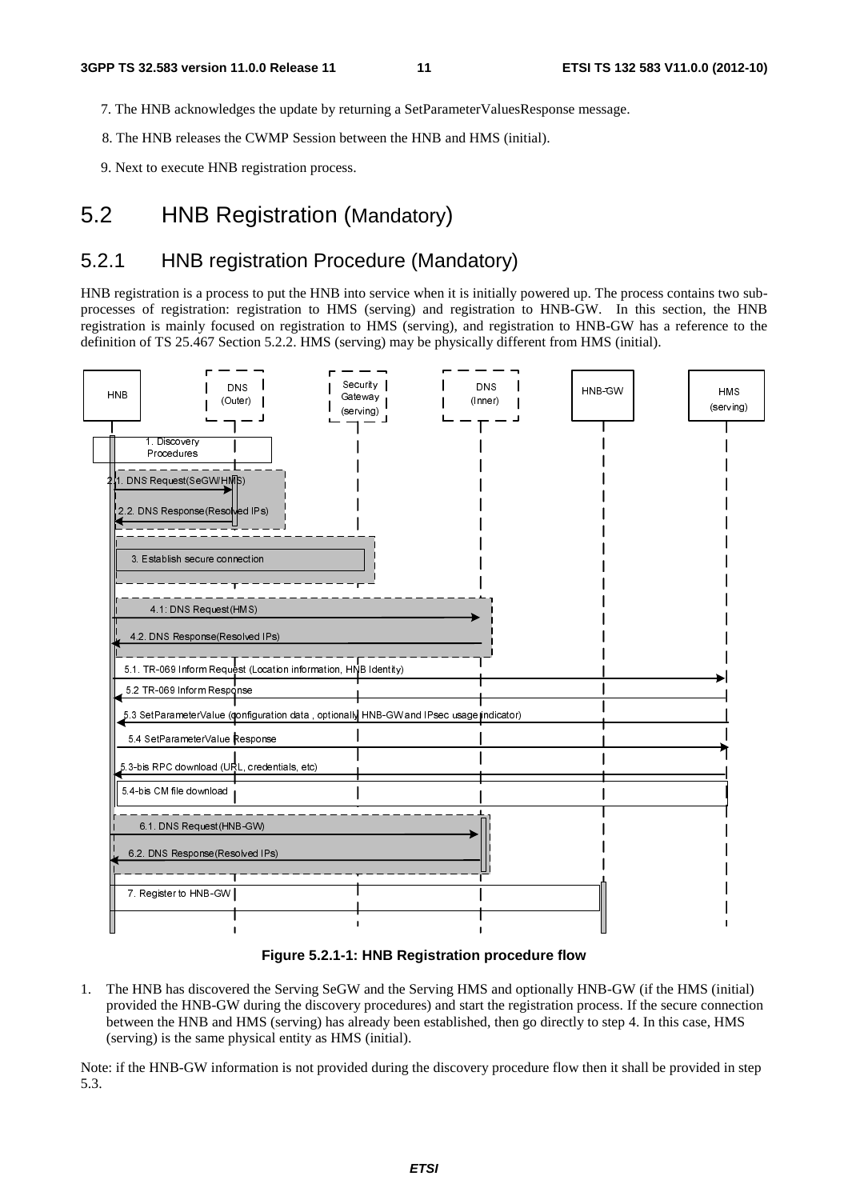7. The HNB acknowledges the update by returning a SetParameterValuesResponse message.

8. The HNB releases the CWMP Session between the HNB and HMS (initial).

9. Next to execute HNB registration process.

# 5.2 HNB Registration (Mandatory)

## 5.2.1 HNB registration Procedure (Mandatory)

HNB registration is a process to put the HNB into service when it is initially powered up. The process contains two sub-processes of registration: registration to HMS (serving) and registration to HNB-GW. In this section, the HNB registration is mainly focused on registration to HMS (serving), and registration to HNB-GW has a reference to the definition of TS 25.467 Section 5.2.2. HMS (serving) may be physically different from HMS (initial).

HNB | DNS (Outer) | Security Gateway (serving) | DNS (Inner) | HNB-GW | HMS (serving)

1. Discovery Procedures

2.1. DNS Request(SeGW/HMS)

2.2. DNS Response(Resolved IPs)

3. Establish secure connection

4.1: DNS Request(HMS)

4.2. DNS Response(Resolved IPs)

5.1. TR-069 Inform Request (Location information, HNB Identity)

5.2 TR-069 Inform Response

5.3 SetParameterValue (configuration data , optionally HNB-GW and IPsec usage indicator)

5.4 SetParameterValue Response

5.3-bis RPC download (URL, credentials, etc)

5.4-bis CM file download

6.1. DNS Request(HNB-GW)

6.2. DNS Response(Resolved IPs)

7. Register to HNB-GW

**Figure 5.2.1-1: HNB Registration procedure flow**

1. The HNB has discovered the Serving SeGW and the Serving HMS and optionally HNB-GW (if the HMS (initial) provided the HNB-GW during the discovery procedures) and start the registration process. If the secure connection between the HNB and HMS (serving) has already been established, then go directly to step 4. In this case, HMS (serving) is the same physical entity as HMS (initial).

Note: if the HNB-GW information is not provided during the discovery procedure flow then it shall be provided in step 5.3.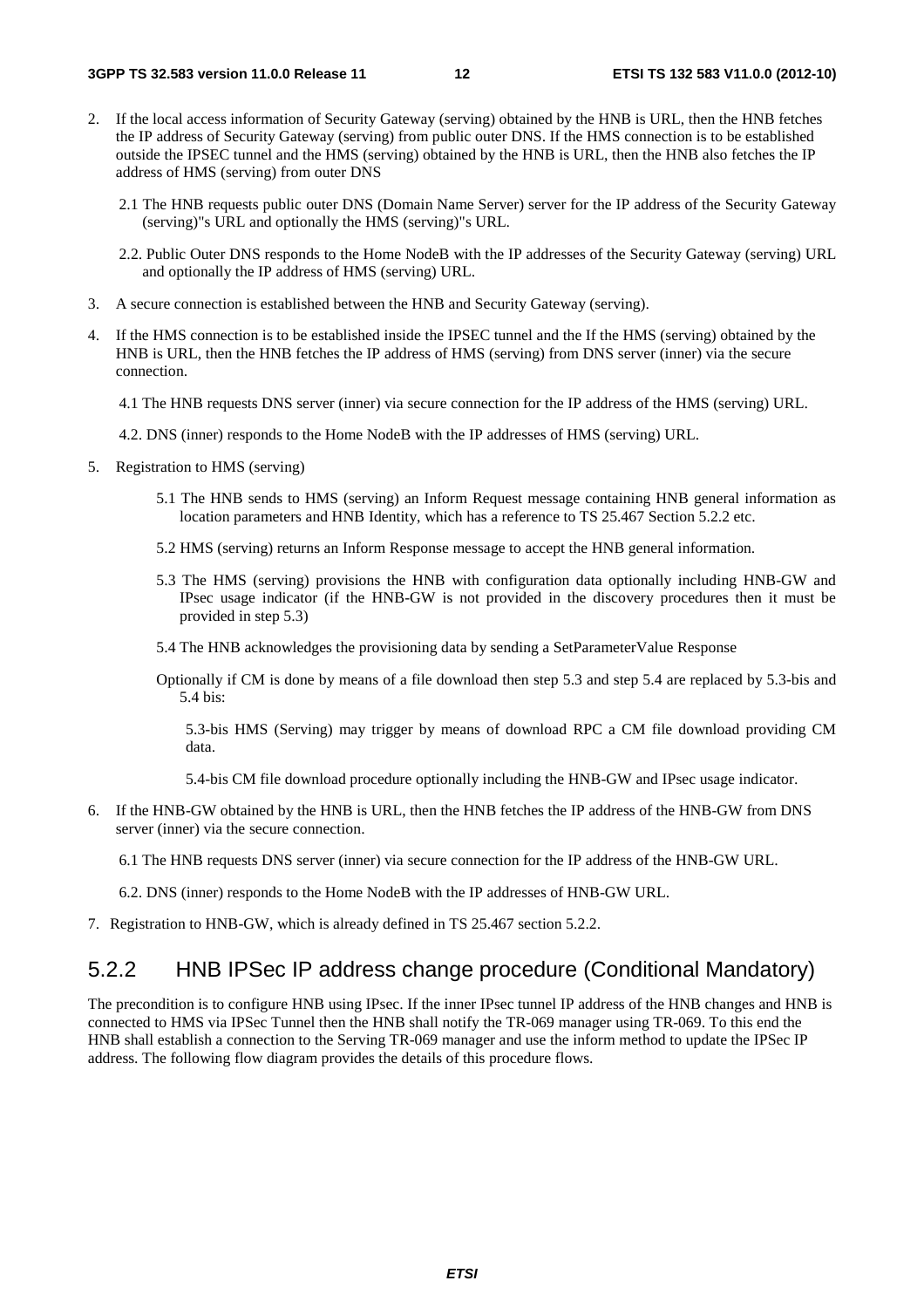2. If the local access information of Security Gateway (serving) obtained by the HNB is URL, then the HNB fetches the IP address of Security Gateway (serving) from public outer DNS. If the HMS connection is to be established outside the IPSEC tunnel and the HMS (serving) obtained by the HNB is URL, then the HNB also fetches the IP address of HMS (serving) from outer DNS

   2.1 The HNB requests public outer DNS (Domain Name Server) server for the IP address of the Security Gateway (serving)"s URL and optionally the HMS (serving)"s URL.

   2.2. Public Outer DNS responds to the Home NodeB with the IP addresses of the Security Gateway (serving) URL and optionally the IP address of HMS (serving) URL.

3. A secure connection is established between the HNB and Security Gateway (serving).

4. If the HMS connection is to be established inside the IPSEC tunnel and the If the HMS (serving) obtained by the HNB is URL, then the HNB fetches the IP address of HMS (serving) from DNS server (inner) via the secure connection.

   4.1 The HNB requests DNS server (inner) via secure connection for the IP address of the HMS (serving) URL.

   4.2. DNS (inner) responds to the Home NodeB with the IP addresses of HMS (serving) URL.

5. Registration to HMS (serving)

   5.1 The HNB sends to HMS (serving) an Inform Request message containing HNB general information as location parameters and HNB Identity, which has a reference to TS 25.467 Section 5.2.2 etc.

   5.2 HMS (serving) returns an Inform Response message to accept the HNB general information.

   5.3 The HMS (serving) provisions the HNB with configuration data optionally including HNB-GW and IPsec usage indicator (if the HNB-GW is not provided in the discovery procedures then it must be provided in step 5.3)

   5.4 The HNB acknowledges the provisioning data by sending a SetParameterValue Response

   Optionally if CM is done by means of a file download then step 5.3 and step 5.4 are replaced by 5.3-bis and 5.4 bis:

      5.3-bis HMS (Serving) may trigger by means of download RPC a CM file download providing CM data.

      5.4-bis CM file download procedure optionally including the HNB-GW and IPsec usage indicator.

6. If the HNB-GW obtained by the HNB is URL, then the HNB fetches the IP address of the HNB-GW from DNS server (inner) via the secure connection.

   6.1 The HNB requests DNS server (inner) via secure connection for the IP address of the HNB-GW URL.

   6.2. DNS (inner) responds to the Home NodeB with the IP addresses of HNB-GW URL.

7. Registration to HNB-GW, which is already defined in TS 25.467 section 5.2.2.

### 5.2.2 HNB IPSec IP address change procedure (Conditional Mandatory)

The precondition is to configure HNB using IPsec. If the inner IPsec tunnel IP address of the HNB changes and HNB is connected to HMS via IPSec Tunnel then the HNB shall notify the TR-069 manager using TR-069. To this end the HNB shall establish a connection to the Serving TR-069 manager and use the inform method to update the IPSec IP address. The following flow diagram provides the details of this procedure flows.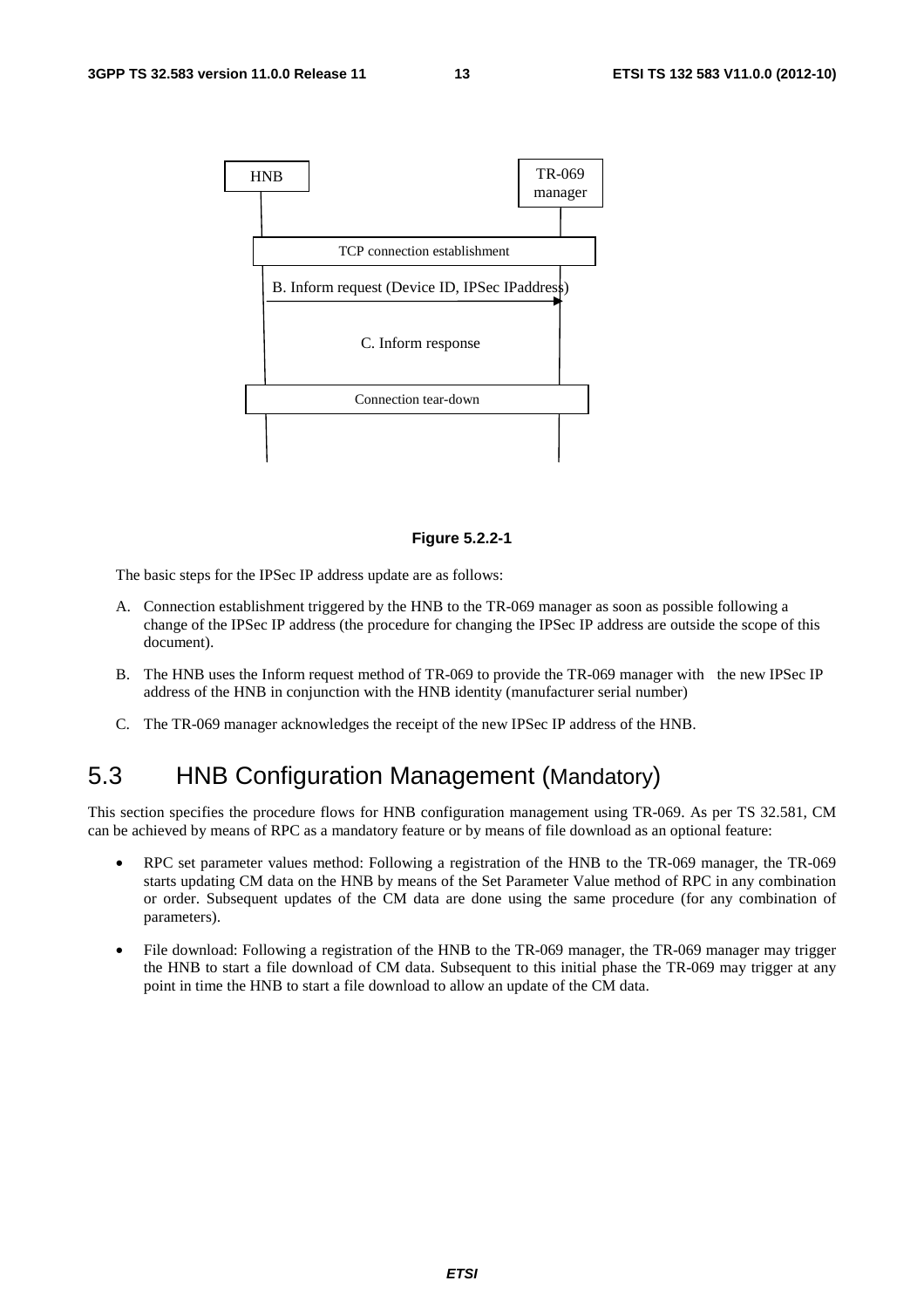HNB | TR-069 manager

TCP connection establishment

B. Inform request (Device ID, IPSec IPaddress)

C. Inform response

Connection tear-down

**Figure 5.2.2-1**

The basic steps for the IPSec IP address update are as follows:

A. Connection establishment triggered by the HNB to the TR-069 manager as soon as possible following a change of the IPSec IP address (the procedure for changing the IPSec IP address are outside the scope of this document).

B. The HNB uses the Inform request method of TR-069 to provide the TR-069 manager with the new IPSec IP address of the HNB in conjunction with the HNB identity (manufacturer serial number)

C. The TR-069 manager acknowledges the receipt of the new IPSec IP address of the HNB.

## 5.3 HNB Configuration Management (Mandatory)

This section specifies the procedure flows for HNB configuration management using TR-069. As per TS 32.581, CM can be achieved by means of RPC as a mandatory feature or by means of file download as an optional feature:

- RPC set parameter values method: Following a registration of the HNB to the TR-069 manager, the TR-069 starts updating CM data on the HNB by means of the Set Parameter Value method of RPC in any combination or order. Subsequent updates of the CM data are done using the same procedure (for any combination of parameters).
- File download: Following a registration of the HNB to the TR-069 manager, the TR-069 manager may trigger the HNB to start a file download of CM data. Subsequent to this initial phase the TR-069 may trigger at any point in time the HNB to start a file download to allow an update of the CM data.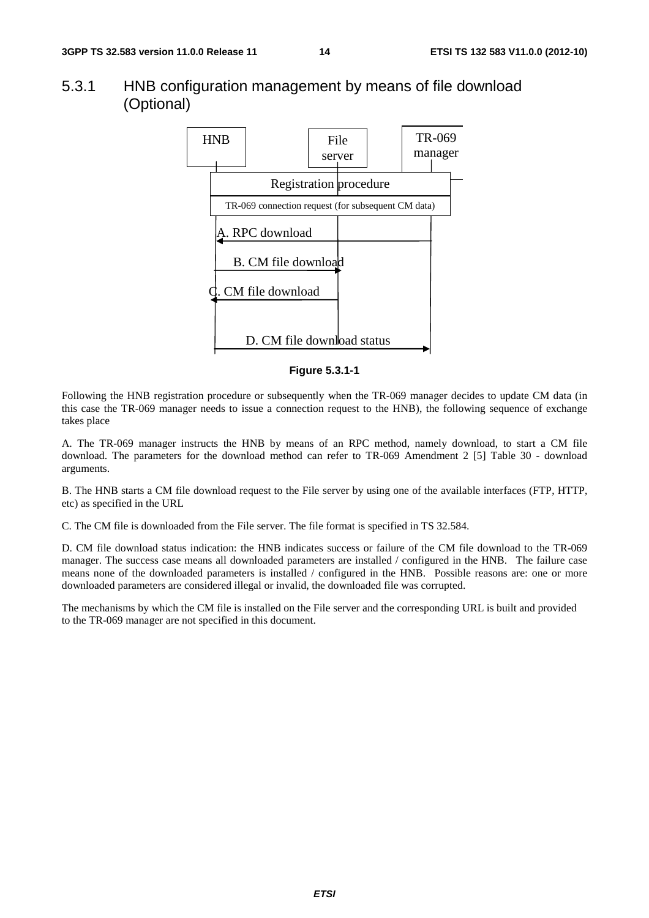### 5.3.1 HNB configuration management by means of file download (Optional)

**Figure 5.3.1-1**

Following the HNB registration procedure or subsequently when the TR-069 manager decides to update CM data (in this case the TR-069 manager needs to issue a connection request to the HNB), the following sequence of exchange takes place

A. The TR-069 manager instructs the HNB by means of an RPC method, namely download, to start a CM file download. The parameters for the download method can refer to TR-069 Amendment 2 [5] Table 30 - download arguments.

B. The HNB starts a CM file download request to the File server by using one of the available interfaces (FTP, HTTP, etc) as specified in the URL

C. The CM file is downloaded from the File server. The file format is specified in TS 32.584.

D. CM file download status indication: the HNB indicates success or failure of the CM file download to the TR-069 manager. The success case means all downloaded parameters are installed / configured in the HNB. The failure case means none of the downloaded parameters is installed / configured in the HNB. Possible reasons are: one or more downloaded parameters are considered illegal or invalid, the downloaded file was corrupted.

The mechanisms by which the CM file is installed on the File server and the corresponding URL is built and provided to the TR-069 manager are not specified in this document.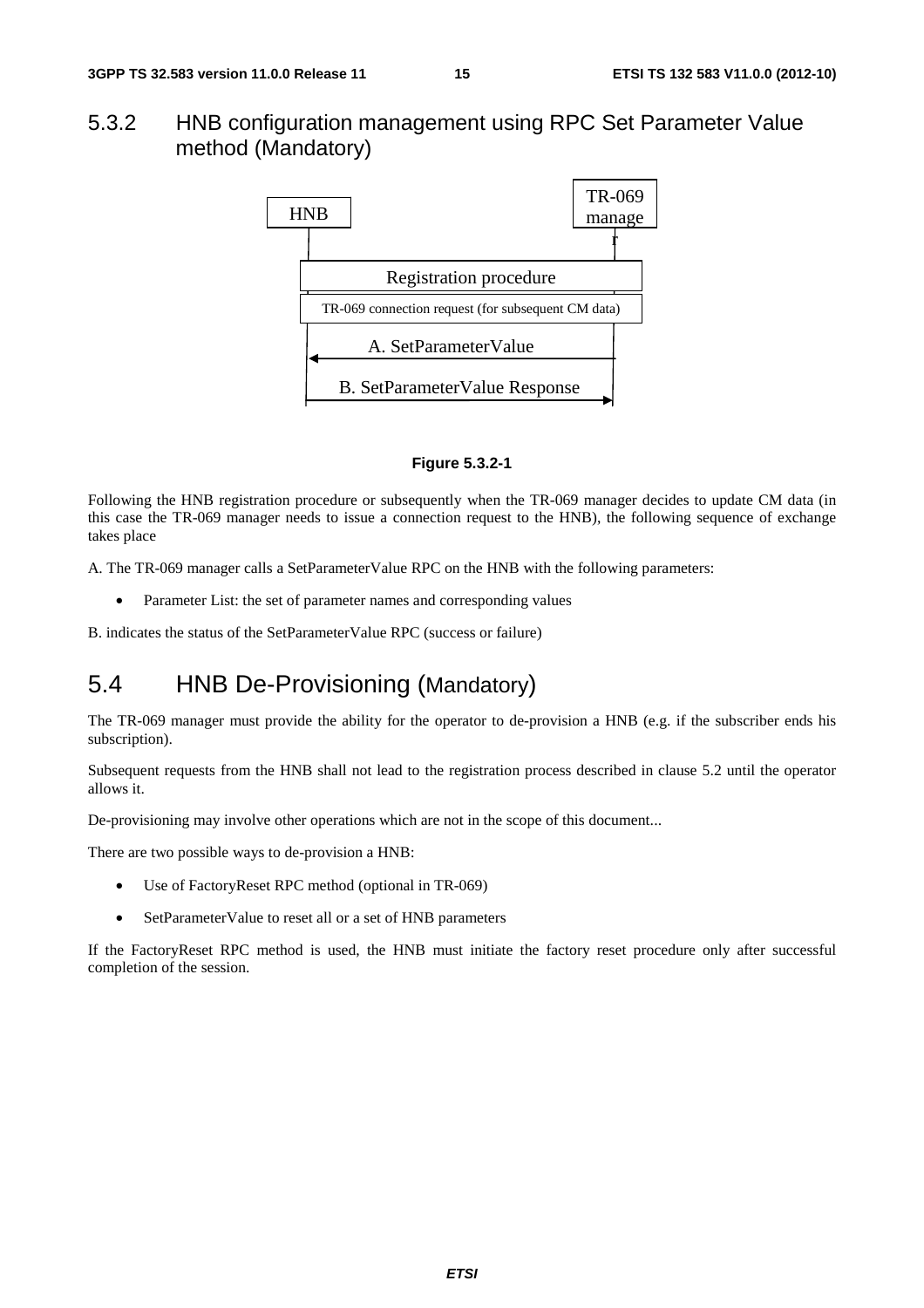### 5.3.2 HNB configuration management using RPC Set Parameter Value method (Mandatory)

HNB

TR-069 manager

Registration procedure

TR-069 connection request (for subsequent CM data)

A. SetParameterValue

B. SetParameterValue Response

**Figure 5.3.2-1**

Following the HNB registration procedure or subsequently when the TR-069 manager decides to update CM data (in this case the TR-069 manager needs to issue a connection request to the HNB), the following sequence of exchange takes place

A. The TR-069 manager calls a SetParameterValue RPC on the HNB with the following parameters:

- Parameter List: the set of parameter names and corresponding values

B. indicates the status of the SetParameterValue RPC (success or failure)

## 5.4 HNB De-Provisioning (Mandatory)

The TR-069 manager must provide the ability for the operator to de-provision a HNB (e.g. if the subscriber ends his subscription).

Subsequent requests from the HNB shall not lead to the registration process described in clause 5.2 until the operator allows it.

De-provisioning may involve other operations which are not in the scope of this document...

There are two possible ways to de-provision a HNB:

- Use of FactoryReset RPC method (optional in TR-069)
- SetParameterValue to reset all or a set of HNB parameters

If the FactoryReset RPC method is used, the HNB must initiate the factory reset procedure only after successful completion of the session.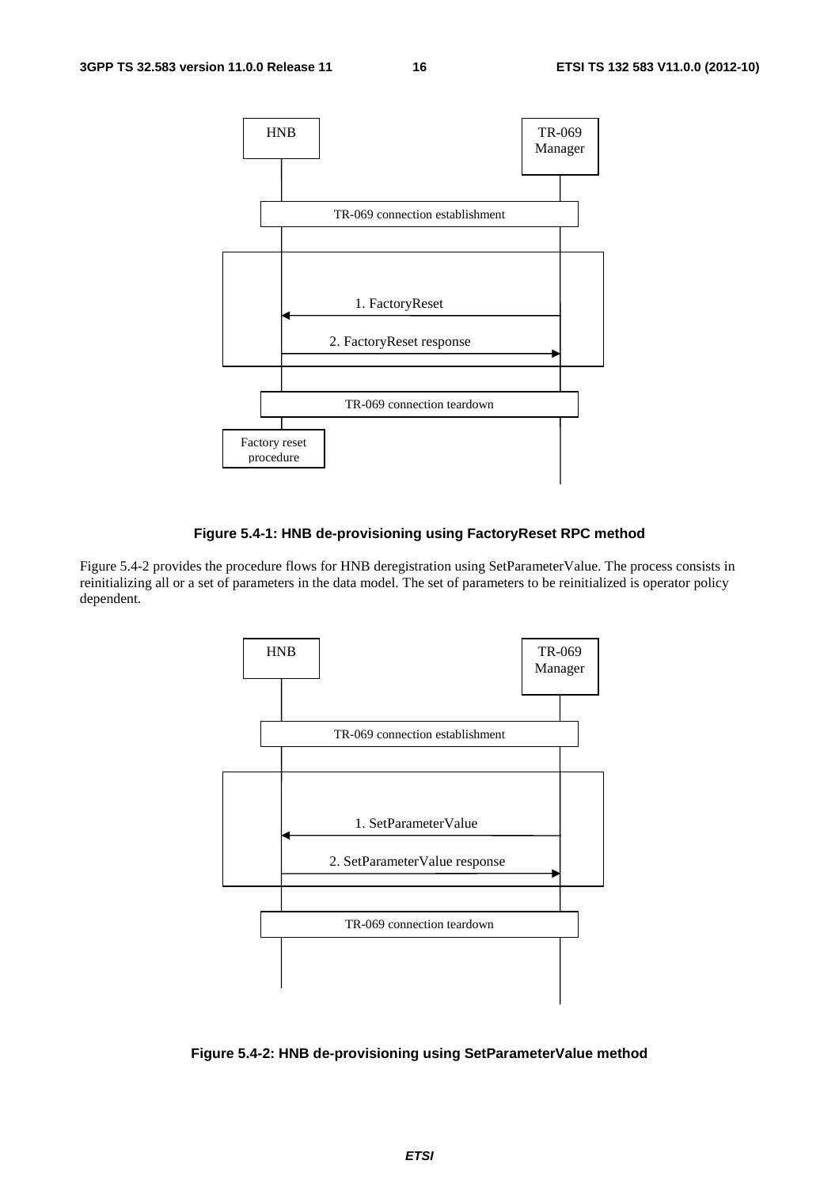**Figure 5.4-1: HNB de-provisioning using FactoryReset RPC method**

Figure 5.4-2 provides the procedure flows for HNB deregistration using SetParameterValue. The process consists in reinitializing all or a set of parameters in the data model. The set of parameters to be reinitialized is operator policy dependent.

**Figure 5.4-2: HNB de-provisioning using SetParameterValue method**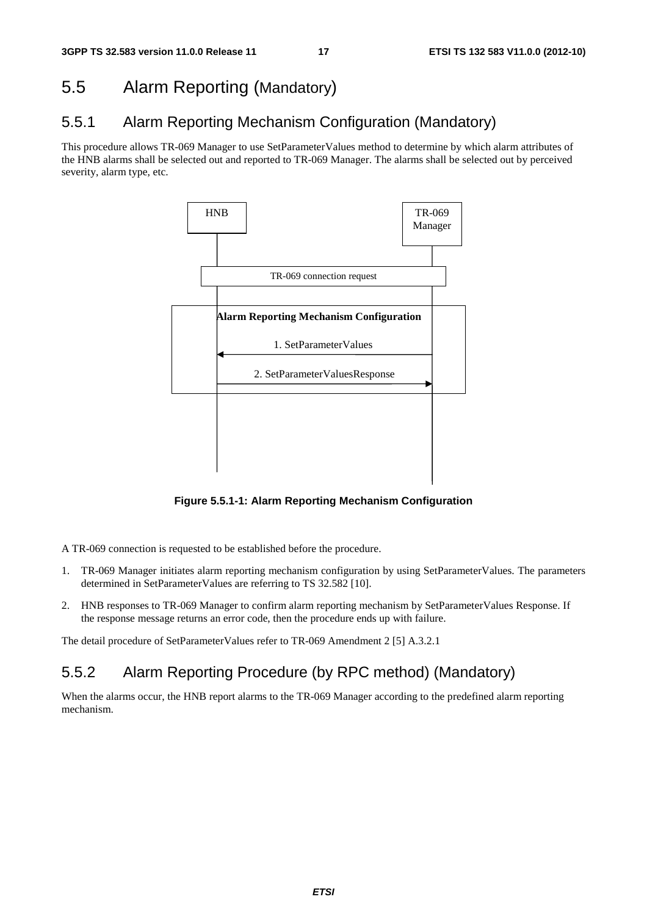## 5.5 Alarm Reporting (Mandatory)

### 5.5.1 Alarm Reporting Mechanism Configuration (Mandatory)

This procedure allows TR-069 Manager to use SetParameterValues method to determine by which alarm attributes of the HNB alarms shall be selected out and reported to TR-069 Manager. The alarms shall be selected out by perceived severity, alarm type, etc.

**Figure 5.5.1-1: Alarm Reporting Mechanism Configuration**

A TR-069 connection is requested to be established before the procedure.

1. TR-069 Manager initiates alarm reporting mechanism configuration by using SetParameterValues. The parameters determined in SetParameterValues are referring to TS 32.582 [10].
2. HNB responses to TR-069 Manager to confirm alarm reporting mechanism by SetParameterValues Response. If the response message returns an error code, then the procedure ends up with failure.

The detail procedure of SetParameterValues refer to TR-069 Amendment 2 [5] A.3.2.1

### 5.5.2 Alarm Reporting Procedure (by RPC method) (Mandatory)

When the alarms occur, the HNB report alarms to the TR-069 Manager according to the predefined alarm reporting mechanism.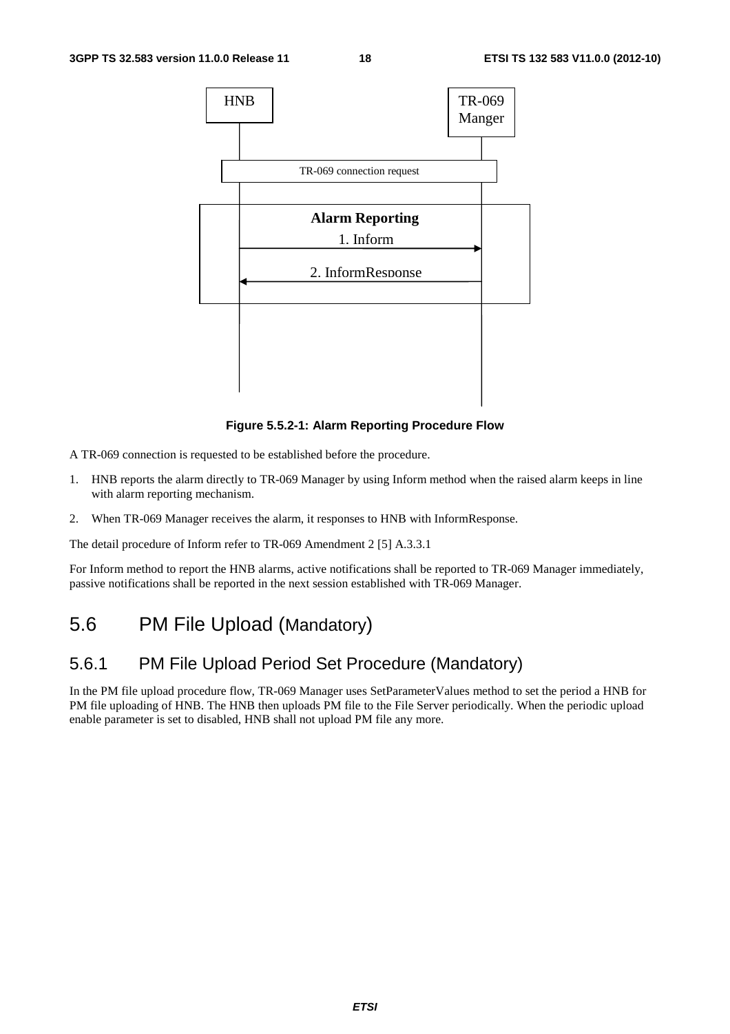HNB | TR-069 Manger

TR-069 connection request

**Alarm Reporting**

1. Inform

2. InformResponse

**Figure 5.5.2-1: Alarm Reporting Procedure Flow**

A TR-069 connection is requested to be established before the procedure.

1. HNB reports the alarm directly to TR-069 Manager by using Inform method when the raised alarm keeps in line with alarm reporting mechanism.
2. When TR-069 Manager receives the alarm, it responses to HNB with InformResponse.

The detail procedure of Inform refer to TR-069 Amendment 2 [5] A.3.3.1

For Inform method to report the HNB alarms, active notifications shall be reported to TR-069 Manager immediately, passive notifications shall be reported in the next session established with TR-069 Manager.

# 5.6 PM File Upload (Mandatory)

## 5.6.1 PM File Upload Period Set Procedure (Mandatory)

In the PM file upload procedure flow, TR-069 Manager uses SetParameterValues method to set the period a HNB for PM file uploading of HNB. The HNB then uploads PM file to the File Server periodically. When the periodic upload enable parameter is set to disabled, HNB shall not upload PM file any more.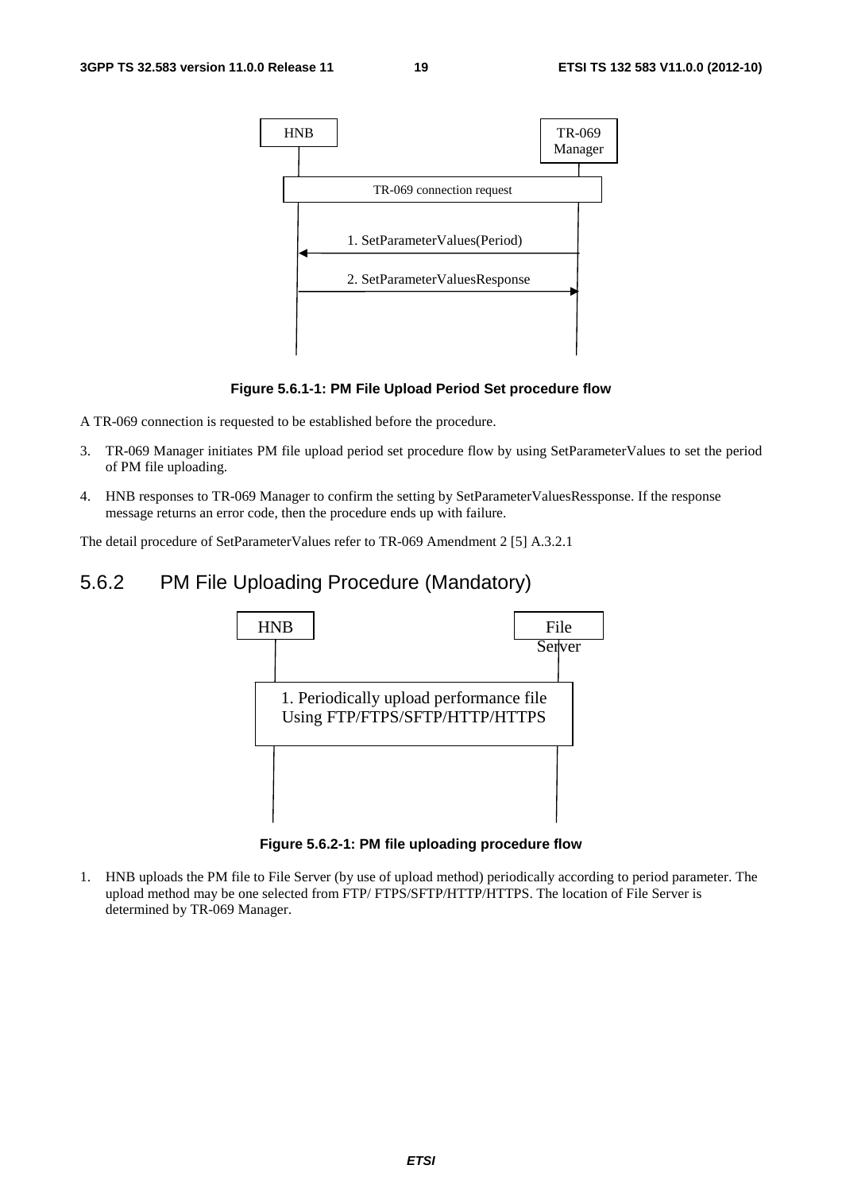HNB

TR-069 Manager

TR-069 connection request

1. SetParameterValues(Period)

2. SetParameterValuesResponse

**Figure 5.6.1-1: PM File Upload Period Set procedure flow**

A TR-069 connection is requested to be established before the procedure.

3. TR-069 Manager initiates PM file upload period set procedure flow by using SetParameterValues to set the period of PM file uploading.

4. HNB responses to TR-069 Manager to confirm the setting by SetParameterValuesRessponse. If the response message returns an error code, then the procedure ends up with failure.

The detail procedure of SetParameterValues refer to TR-069 Amendment 2 [5] A.3.2.1

## 5.6.2 PM File Uploading Procedure (Mandatory)

HNB

File Server

1. Periodically upload performance file Using FTP/FTPS/SFTP/HTTP/HTTPS

**Figure 5.6.2-1: PM file uploading procedure flow**

1. HNB uploads the PM file to File Server (by use of upload method) periodically according to period parameter. The upload method may be one selected from FTP/ FTPS/SFTP/HTTP/HTTPS. The location of File Server is determined by TR-069 Manager.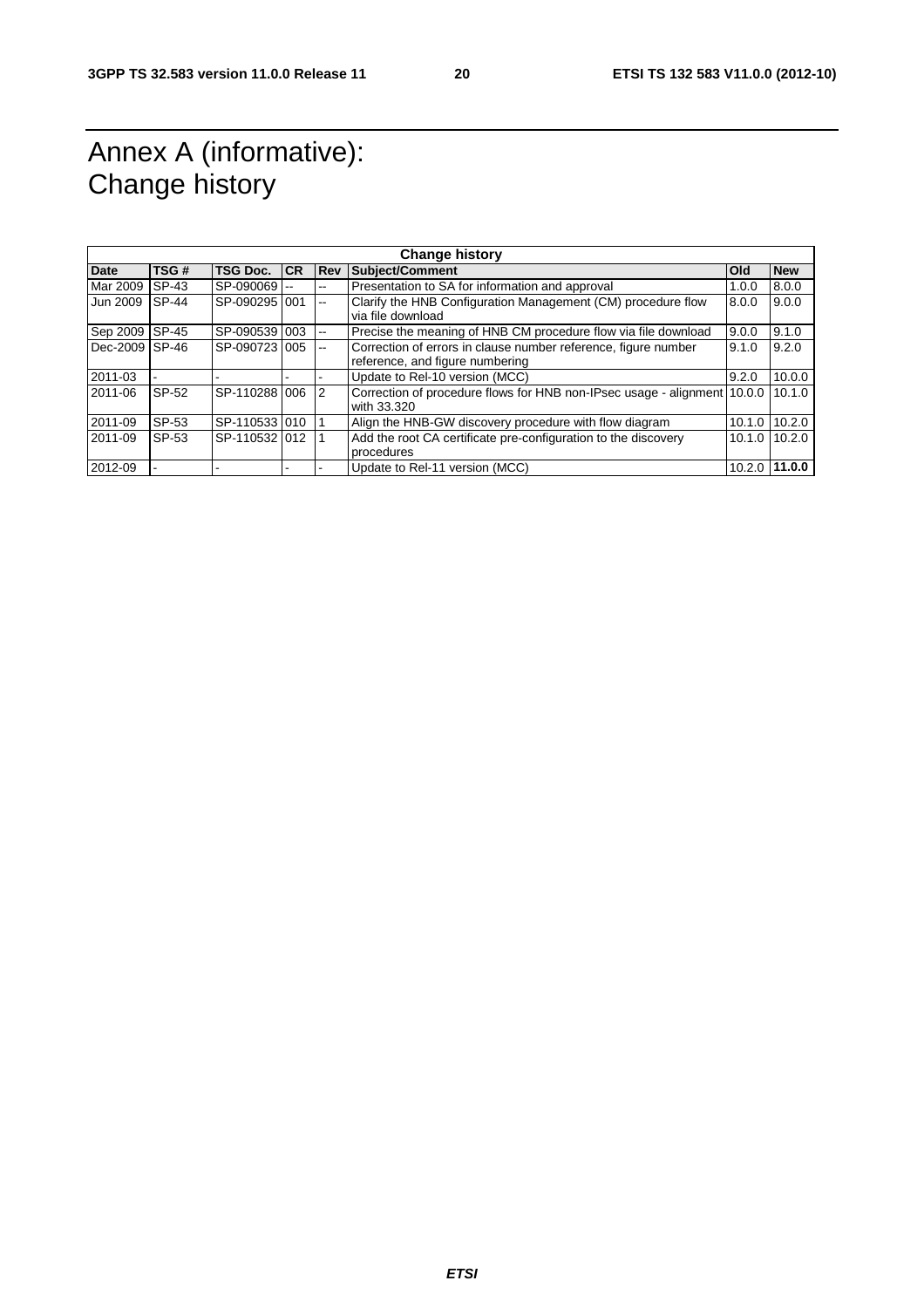# Annex A (informative): Change history

| Change history | | | | | | | |
|---|---|---|---|---|---|---|---|
| **Date** | **TSG #** | **TSG Doc.** | **CR** | **Rev** | **Subject/Comment** | **Old** | **New** |
| Mar 2009 | SP-43 | SP-090069 | -- | -- | Presentation to SA for information and approval | 1.0.0 | 8.0.0 |
| Jun 2009 | SP-44 | SP-090295 | 001 | -- | Clarify the HNB Configuration Management (CM) procedure flow via file download | 8.0.0 | 9.0.0 |
| Sep 2009 | SP-45 | SP-090539 | 003 | -- | Precise the meaning of HNB CM procedure flow via file download | 9.0.0 | 9.1.0 |
| Dec-2009 | SP-46 | SP-090723 | 005 | -- | Correction of errors in clause number reference, figure number reference, and figure numbering | 9.1.0 | 9.2.0 |
| 2011-03 | - | - | - | - | Update to Rel-10 version (MCC) | 9.2.0 | 10.0.0 |
| 2011-06 | SP-52 | SP-110288 | 006 | 2 | Correction of procedure flows for HNB non-IPsec usage - alignment with 33.320 | 10.0.0 | 10.1.0 |
| 2011-09 | SP-53 | SP-110533 | 010 | 1 | Align the HNB-GW discovery procedure with flow diagram | 10.1.0 | 10.2.0 |
| 2011-09 | SP-53 | SP-110532 | 012 | 1 | Add the root CA certificate pre-configuration to the discovery procedures | 10.1.0 | 10.2.0 |
| 2012-09 | - | - | - | - | Update to Rel-11 version (MCC) | 10.2.0 | **11.0.0** |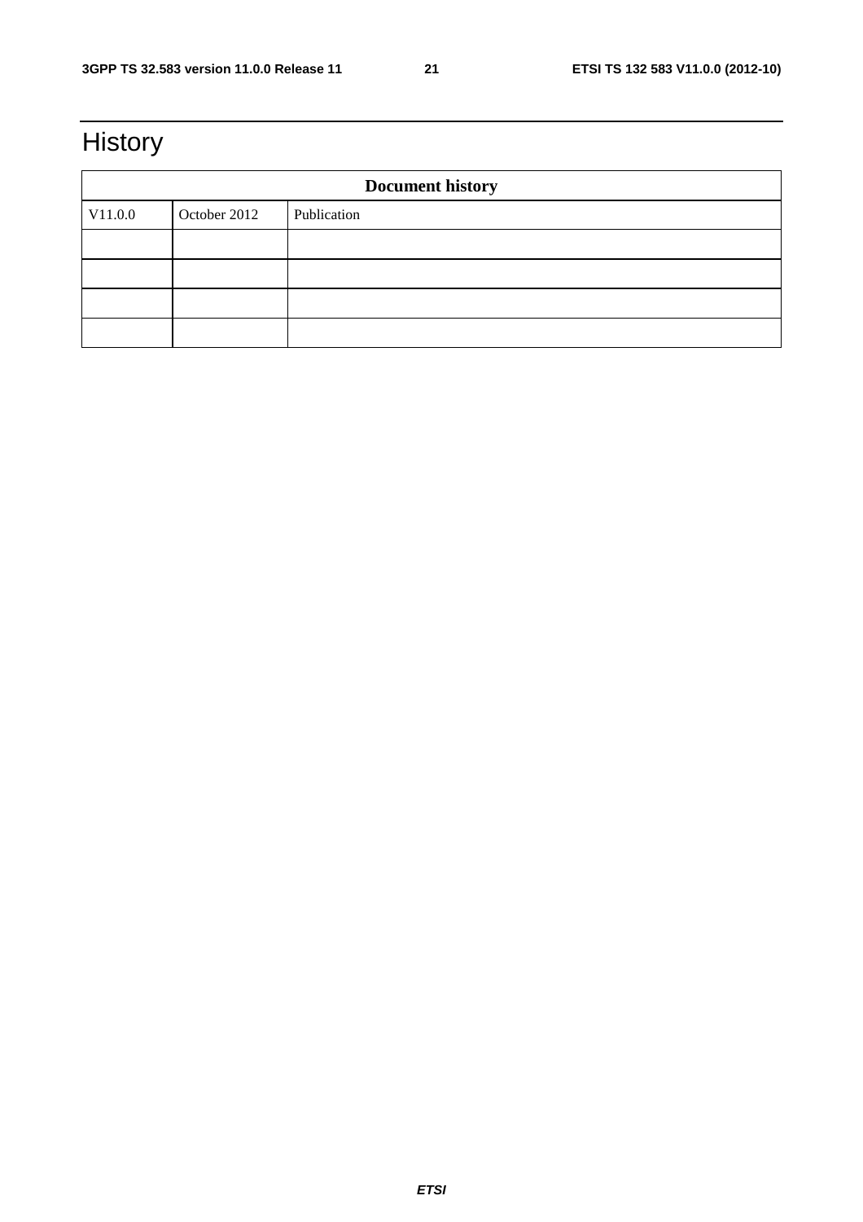# History

| Document history | | |
|---|---|---|
| V11.0.0 | October 2012 | Publication |
| | | |
| | | |
| | | |
| | | |